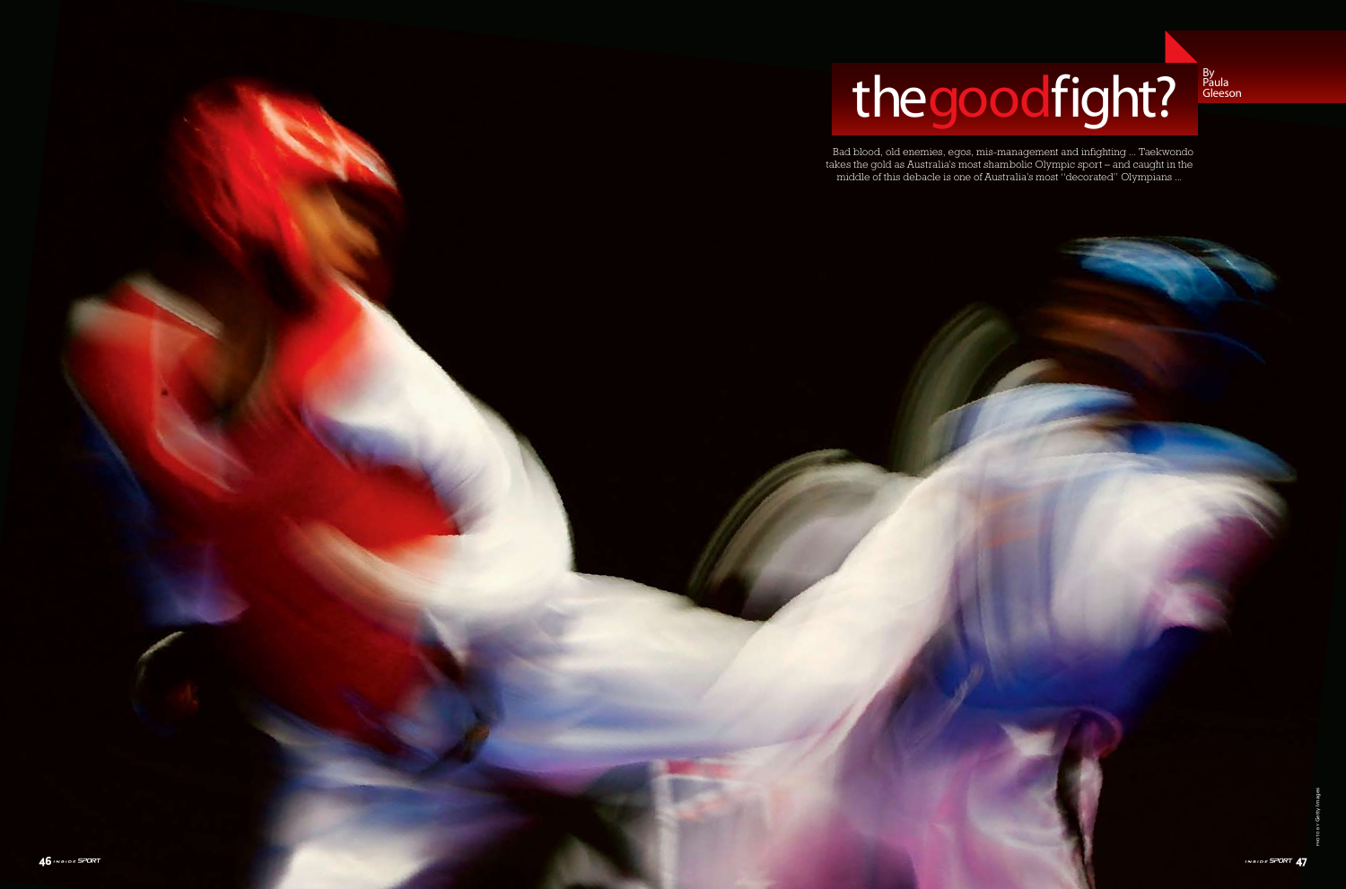# the good fight?

By Paula Gleeson

Bad blood, old enemies, egos, mis-management and infighting ... Taekwondo takes the gold as Australia's most shambolic Olympic sport – and caught in the middle of this debacle is one of Australia's most "decorated" Olympians ...

PHOTO BY Getty Images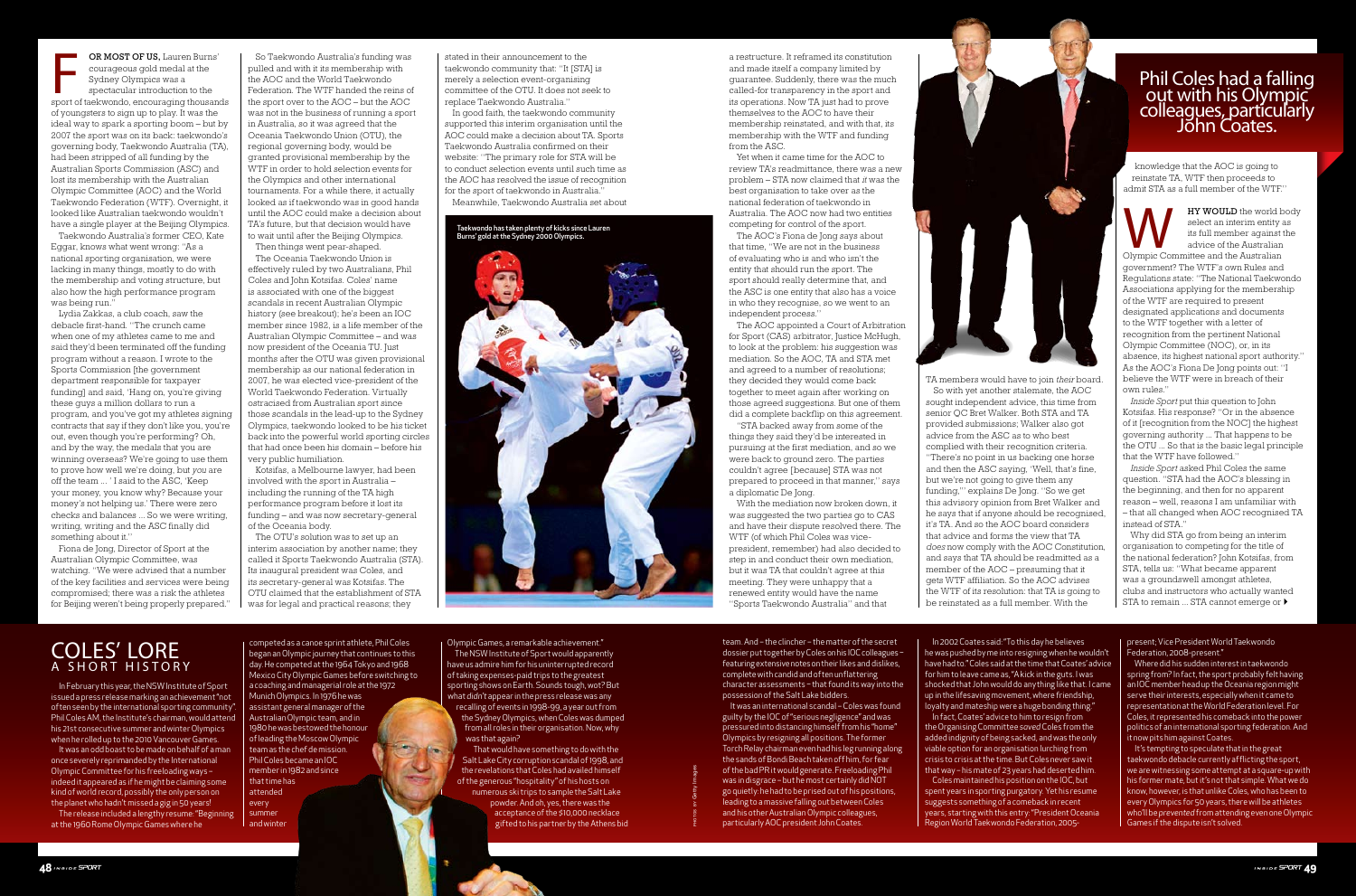**F**OR MOST OF US, Lauren Burns' courageous gold medal at the Sydney Olympics was a spectacular introduction to the sport of taekwondo, encouraging thousands of youngsters to sign up to play. It was the ideal way to spark a sporting boom – but by 2007 the sport was on its back: taekwondo's governing body, Taekwondo Australia (TA), had been stripped of all funding by the Australian Sports Commission (ASC) and lost its membership with the Australian Olympic Committee (AOC) and the World Taekwondo Federation (WTF). Overnight, it looked like Australian taekwondo wouldn't have a single player at the Beijing Olympics.

Taekwondo Australia's former CEO, Kate Eggar, knows what went wrong: "As a national sporting organisation, we were lacking in many things, mostly to do with the membership and voting structure, but also how the high performance program was being run."

Lydia Zakkas, a club coach, saw the debacle first-hand. "The crunch came when one of my athletes came to me and said they'd been terminated off the funding program without a reason. I wrote to the Sports Commission [the government department responsible for taxpayer funding] and said, 'Hang on, you're giving these guys a million dollars to run a program, and you've got my athletes signing contracts that say if they don't like you, you're out, even though you're performing? Oh, and by the way, the medals that you are winning overseas? We're going to use them to prove how well we're doing, but *you* are off the team ...' I said to the ASC, 'Keep your money, you know why? Because your money's not helping us.' There were zero checks and balances ... So we were writing, writing, writing and the ASC finally did something about it."

Fiona de Jong, Director of Sport at the Australian Olympic Committee, was watching: "We were advised that a number of the key facilities and services were being compromised; there was a risk the athletes for Beijing weren't being properly prepared."

So Taekwondo Australia's funding was pulled and with it its membership with the AOC and the World Taekwondo Federation. The WTF handed the reins of the sport over to the AOC – but the AOC was not in the business of running a sport in Australia, so it was agreed that the Oceania Taekwondo Union (OTU), the regional governing body, would be granted provisional membership by the WTF in order to hold selection events for the Olympics and other international tournaments. For a while there, it actually looked as if taekwondo was in good hands until the AOC could make a decision about TA's future, but that decision would have to wait until after the Beijing Olympics.

Then things went pear-shaped.

The Oceania Taekwondo Union is effectively ruled by two Australians, Phil Coles and John Kotsifas. Coles' name is associated with one of the biggest scandals in recent Australian Olympic history (see breakout); he's been an IOC member since 1982, is a life member of the Australian Olympic Committee – and was now president of the Oceania TU. Just months after the OTU was given provisional membership as our national federation in 2007, he was elected vice-president of the World Taekwondo Federation. Virtually ostracised from Australian sport since those scandals in the lead-up to the Sydney Olympics, taekwondo looked to be his ticket back into the powerful world sporting circles that had once been his domain – before his very public humiliation.

Kotsifas, a Melbourne lawyer, had been involved with the sport in Australia – including the running of the TA high performance program before it lost its funding – and was now secretary-general of the Oceania body.

The OTU's solution was to set up an interim association by another name; they called it Sports Taekwondo Australia (STA). Its inaugural president was Coles, and its secretary-general was Kotsifas. The OTU claimed that the establishment of STA was for legal and practical reasons; they stated in their announcement to the taekwondo community that: "It [STA] is merely a selection event-organising committee of the OTU. It does not seek to replace Taekwondo Australia."

In good faith, the taekwondo community supported this interim organisation until the AOC could make a decision about TA. Sports Taekwondo Australia confirmed on their website: "The primary role for STA will be to conduct selection events until such time as the AOC has resolved the issue of recognition for the sport of taekwondo in Australia."

Meanwhile, Taekwondo Australia set about a restructure. It reframed its constitution and made itself a company limited by guarantee. Suddenly, there was the much called-for transparency in the sport and its operations. Now TA just had to prove themselves to the AOC to have their membership reinstated, and with that, its membership with the WTF and funding from the ASC.

Yet when it came time for the AOC to review TA's readmittance, there was a new problem – STA now claimed that *it* was the best organisation to take over as the national federation of taekwondo in Australia. The AOC now had two entities competing for control of the sport.

The AOC's Fiona de Jong says about that time, "We are not in the business of evaluating who is and who isn't the entity that should run the sport. The sport should really determine that, and the ASC is one entity that also has a voice in who they recognise, so we went to an independent process."

The AOC appointed a Court of Arbitration for Sport (CAS) arbitrator, Justice McHugh, to look at the problem: his suggestion was mediation. So the AOC, TA and STA met and agreed to a number of resolutions; they decided they would come back together to meet again after working on those agreed suggestions. But one of them did a complete backflip on this agreement.

"STA backed away from some of the things they said they'd be interested in pursuing at the first mediation, and so we were back to ground zero. The parties couldn't agree [because] STA was not prepared to proceed in that manner," says a diplomatic De Jong.

With the mediation now broken down, it was suggested the two parties go to CAS and have their dispute resolved there. The WTF (of which Phil Coles was vice-president, remember) had also decided to step in and conduct their own mediation, but it was TA that couldn't agree at this meeting. They were unhappy that a renewed entity would have the name "Sports Taekwondo Australia" and that TA members would have to join *their* board.

So with yet another stalemate, the AOC sought independent advice, this time from senior QC Bret Walker. Both STA and TA provided submissions; Walker also got advice from the ASC as to who best complied with their recognition criteria. "There's no point in us backing one horse and then the ASC saying, 'Well, that's fine, but we're not going to give them any funding,'" explains De Jong. "So we get this advisory opinion from Bret Walker and he says that if anyone should be recognised, it's TA. And so the AOC board considers that advice and forms the view that TA *does* now comply with the AOC Constitution, and says that TA should be readmitted as a member of the AOC – presuming that it gets WTF affiliation. So the AOC advises the WTF of its resolution: that TA is going to be reinstated as a full member. With the knowledge that the AOC is going to reinstate TA, WTF then proceeds to admit STA as a full member of the WTF."

**W**HY WOULD the world body select an interim entity as its full member against the advice of the Australian Olympic Committee and the Australian government? The WTF's own Rules and Regulations state: "The National Taekwondo Associations applying for the membership of the WTF are required to present designated applications and documents to the WTF together with a letter of recognition from the pertinent National Olympic Committee (NOC), or, in its absence, its highest national sport authority." As the AOC's Fiona De Jong points out: "I believe the WTF were in breach of their own rules."

*Inside Sport* put this question to John Kotsifas. His response? "Or in the absence of it [recognition from the NOC] the highest governing authority ... That happens to be the OTU ... So that is the basic legal principle that the WTF have followed."

*Inside Sport* asked Phil Coles the same question. "STA had the AOC's blessing in the beginning, and then for no apparent reason – well, reasons I am unfamiliar with – that all changed when AOC recognised TA instead of STA."

Why did STA go from being an interim organisation to competing for the title of the national federation? John Kotsifas, from STA, tells us: "What became apparent was a groundswell amongst athletes, clubs and instructors who actually wanted STA to remain ... STA cannot emerge or ▸

Taekwondo has taken plenty of kicks since Lauren Burns' gold at the Sydney 2000 Olympics.

## Phil Coles had a falling out with his Olympic colleagues, particularly John Coates.

# COLES' LORE
## A SHORT HISTORY

In February this year, the NSW Institute of Sport issued a press release marking an achievement "not often seen by the international sporting community". Phil Coles AM, the Institute's chairman, would attend his 21st consecutive summer and winter Olympics when he rolled up to the 2010 Vancouver Games.

It was an odd boast to be made on behalf of a man once severely reprimanded by the International Olympic Committee for his freeloading ways – indeed it appeared as if he might be claiming some kind of world record, possibly the only person on the planet who hadn't missed a gig in 50 years!

The release included a lengthy resume: "Beginning at the 1960 Rome Olympic Games where he competed as a canoe sprint athlete, Phil Coles began an Olympic journey that continues to this day. He competed at the 1964 Tokyo and 1968 Mexico City Olympic Games before switching to a coaching and managerial role at the 1972 Munich Olympics. In 1976 he was assistant general manager of the Australian Olympic team, and in 1980 he was bestowed the honour of leading the Moscow Olympic team as the chef de mission. Phil Coles became an IOC member in 1982 and since that time has attended every summer and winter Olympic Games, a remarkable achievement."

The NSW Institute of Sport apparently have us admire him for his uninterrupted record of taking expenses-paid trips to the greatest sporting shows on Earth. Sounds tough, no? But what didn't appear in the press release was any recalling of events in 1998-99, a year out from the Sydney Olympics, when Coles was dumped from all roles in their organisation. Now, why was that again?

That would have something to do with the Salt Lake City corruption scandal of 1998, and the revelations that Coles had availed himself of the generous "hospitality" of his hosts on numerous ski trips to sample the Salt Lake powder. And oh, yes, there was the acceptance of the $10,000 necklace gifted to his partner by the Athens bid team. And – the clincher – the matter of the secret dossier put together by Coles on his IOC colleagues – featuring extensive notes on their likes and dislikes, complete with candid and often unflattering character assessments – that found its way into the possession of the Salt Lake bidders.

It was an international scandal – Coles was found guilty by the IOC of "serious negligence" and was pressured into distancing himself from his "home" Olympics by resigning all positions. The former Torch Relay chairman even had his leg running along the sands of Bondi Beach taken off him, for fear of the bad PR it would generate. Freeloading Phil was in disgrace – but he most certainly did NOT go quietly: he had to be prised out of his positions, leading to a massive falling out between Coles and his other Australian Olympic colleagues, particularly AOC president John Coates.

In 2002 Coates said: "To this day he believes he was pushed by me into resigning when he wouldn't have had to." Coles said at the time that Coates' advice for him to leave came as, "A kick in the guts. I was shocked that John would do anything like that. I came up in the lifesaving movement, where friendship, loyalty and mateship were a huge bonding thing."

In fact, Coates' advice to him to resign from the Organising Committee *saved* Coles from the added indignity of being sacked, and was the only viable option for an organisation lurching from crisis to crisis at the time. But Coles never saw it that way – his mate of 23 years had deserted him.

Coles maintained his position on the IOC, but spent years in sporting purgatory. Yet his resume suggests something of a comeback in recent years, starting with this entry: "President Oceania Region World Taekwondo Federation, 2005-present; Vice President World Taekwondo Federation, 2008-present."

Where did his sudden interest in taekwondo spring from? In fact, the sport probably felt having an IOC member head up the Oceania region might serve their interests, especially when it came to representation at the World Federation level. For Coles, it represented his comeback into the power politics of an international sporting federation. And it now pits him against Coates.

It's tempting to speculate that in the great taekwondo debacle currently afflicting the sport, we are witnessing some attempt at a square-up with his former mate, but it's not that simple. What we do know, however, is that unlike Coles, who has been to every Olympics for 50 years, there will be athletes who'll be *prevented* from attending even one Olympic Games if the dispute isn't solved.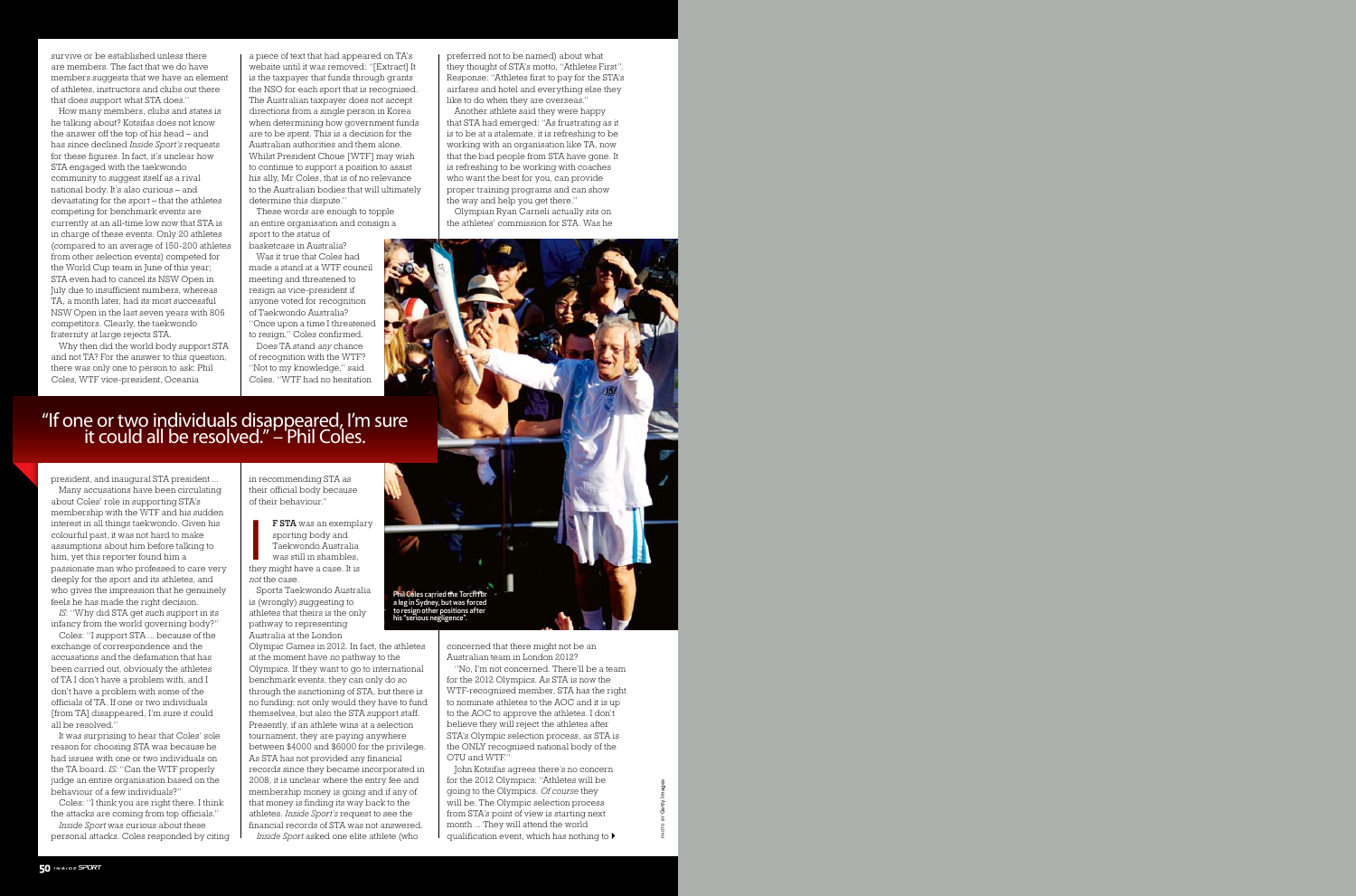survive or be established unless there are members. The fact that we do have members suggests that we have an element of athletes, instructors and clubs out there that does support what STA does."

How many members, clubs and states is he talking about? Kotsifas does not know the answer off the top of his head – and has since declined *Inside Sport's* requests for these figures. In fact, it's unclear how STA engaged with the taekwondo community to suggest itself as a rival national body. It's also curious – and devastating for the sport – that the athletes competing for benchmark events are currently at an all-time low now that STA is in charge of these events. Only 20 athletes (compared to an average of 150-200 athletes from other selection events) competed for the World Cup team in June of this year; STA even had to cancel its NSW Open in July due to insufficient numbers, whereas TA, a month later, had its most successful NSW Open in the last seven years with 806 competitors. Clearly, the taekwondo fraternity at large rejects STA.

Why then did the world body support STA and not TA? For the answer to this question, there was only one to person to ask: Phil Coles, WTF vice-president, Oceania president, and inaugural STA president ...

Many accusations have been circulating about Coles' role in supporting STA's membership with the WTF and his sudden interest in all things taekwondo. Given his colourful past, it was not hard to make assumptions about him before talking to him, yet this reporter found him a passionate man who professed to care very deeply for the sport and its athletes, and who gives the impression that he genuinely feels he has made the right decision.

*IS*: "Why did STA get such support in its infancy from the world governing body?"

Coles: "I support STA ... because of the exchange of correspondence and the accusations and the defamation that has been carried out, obviously the athletes of TA I don't have a problem with, and I don't have a problem with some of the officials of TA. If one or two individuals [from TA] disappeared, I'm sure it could all be resolved."

It was surprising to hear that Coles' sole reason for choosing STA was because he had issues with one or two individuals on the TA board. *IS*: "Can the WTF properly judge an entire organisation based on the behaviour of a few individuals?"

Coles: "I think you are right there. I think the attacks are coming from top officials."

*Inside Sport* was curious about these personal attacks. Coles responded by citing a piece of text that had appeared on TA's website until it was removed: "[Extract] It is the taxpayer that funds through grants the NSO for each sport that is recognised. The Australian taxpayer does not accept directions from a single person in Korea when determining how government funds are to be spent. This is a decision for the Australian authorities and them alone. Whilst President Choue [WTF] may wish to continue to support a position to assist his ally, Mr Coles, that is of no relevance to the Australian bodies that will ultimately determine this dispute."

These words are enough to topple an entire organisation and consign a sport to the status of basketcase in Australia?

Was it true that Coles had made a stand at a WTF council meeting and threatened to resign as vice-president if anyone voted for recognition of Taekwondo Australia? "Once upon a time I threatened to resign," Coles confirmed.

Does TA stand *any* chance of recognition with the WTF? "Not to my knowledge," said Coles. "WTF had no hesitation in recommending STA as their official body because of their behaviour."

## "If one or two individuals disappeared, I'm sure it could all be resolved." – Phil Coles.

**If STA** was an exemplary sporting body and Taekwondo Australia was still in shambles, they might have a case. It is *not* the case.

Sports Taekwondo Australia is (wrongly) suggesting to athletes that theirs is the only pathway to representing Australia at the London Olympic Games in 2012. In fact, the athletes at the moment have *no* pathway to the Olympics. If they want to go to international benchmark events, they can only do so through the sanctioning of STA, but there is no funding; not only would they have to fund themselves, but also the STA support staff. Presently, if an athlete wins at a selection tournament, they are paying anywhere between $4000 and $6000 for the privilege. As STA has not provided any financial records since they became incorporated in 2008, it is unclear where the entry fee and membership money is going and if any of that money is finding its way back to the athletes. *Inside Sport's* request to see the financial records of STA was not answered.

*Inside Sport* asked one elite athlete (who preferred not to be named) about what they thought of STA's motto, "Athletes First". Response: "Athletes first to pay for the STA's airfares and hotel and everything else they like to do when they are overseas."

Another athlete said they were happy that STA had emerged: "As frustrating as it is to be at a stalemate, it is refreshing to be working with an organisation like TA, now that the bad people from STA have gone. It is refreshing to be working with coaches who want the best for you, can provide proper training programs and can show the way and help you get there."

Olympian Ryan Carneli actually sits on the athletes' commission for STA. Was he concerned that there might not be an Australian team in London 2012?

"No, I'm not concerned. There'll be a team for the 2012 Olympics. As STA is now the WTF-recognised member, STA has the right to nominate athletes to the AOC and it is up to the AOC to approve the athletes. I don't believe they will reject the athletes after STA's Olympic selection process, as STA is the ONLY recognised national body of the OTU and WTF."

John Kotsifas agrees there's no concern for the 2012 Olympics: "Athletes will be going to the Olympics. *Of course* they will be. The Olympic selection process from STA's point of view is starting next month ... They will attend the world qualification event, which has nothing to ▸

Phil Coles carried the Torch for a leg in Sydney, but was forced to resign other positions after his "serious negligence".

PHOTO BY Getty Images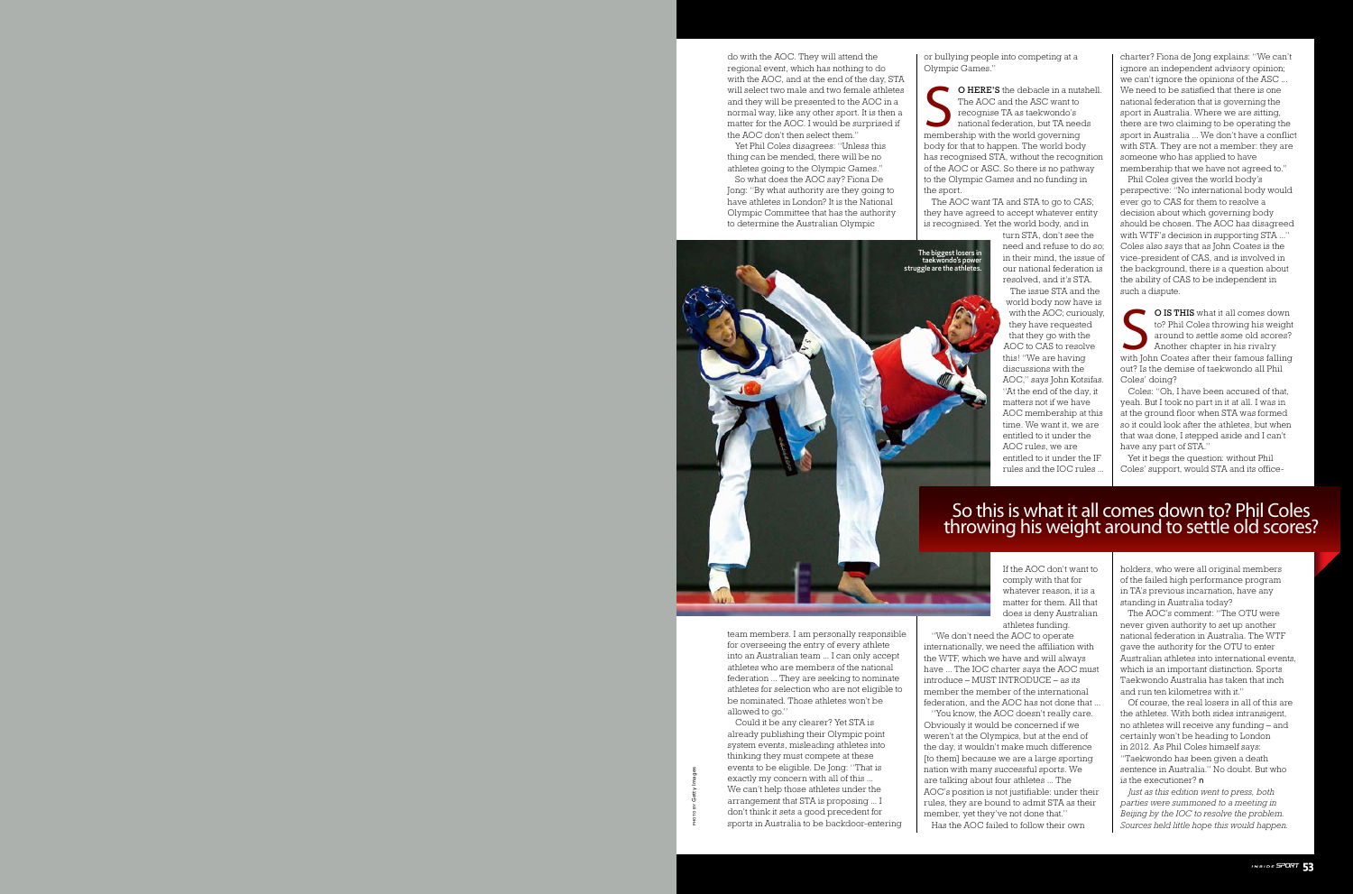do with the AOC. They will attend the regional event, which has nothing to do with the AOC, and at the end of the day, STA will select two male and two female athletes and they will be presented to the AOC in a normal way, like any other sport. It is then a matter for the AOC. I would be surprised if the AOC don't then select them."

Yet Phil Coles disagrees: "Unless this thing can be mended, there will be no athletes going to the Olympic Games."

So what does the AOC say? Fiona De Jong: "By what authority are they going to have athletes in London? It is the National Olympic Committee that has the authority to determine the Australian Olympic team members. I am personally responsible for overseeing the entry of every athlete into an Australian team ... I can only accept athletes who are members of the national federation ... They are seeking to nominate athletes for selection who are not eligible to be nominated. Those athletes won't be allowed to go."

Could it be any clearer? Yet STA is already publishing their Olympic point system events, misleading athletes into thinking they must compete at these events to be eligible. De Jong: "That is exactly my concern with all of this ... We can't help those athletes under the arrangement that STA is proposing ... I don't think it sets a good precedent for sports in Australia to be backdoor-entering or bullying people into competing at a Olympic Games."

**SO HERE'S** the debacle in a nutshell. The AOC and the ASC want to recognise TA as taekwondo's national federation, but TA needs membership with the world governing body for that to happen. The world body has recognised STA, without the recognition of the AOC or ASC. So there is no pathway to the Olympic Games and no funding in the sport.

The AOC want TA and STA to go to CAS; they have agreed to accept whatever entity is recognised. Yet the world body, and in turn STA, don't see the need and refuse to do so; in their mind, the issue of our national federation is resolved, and it's STA.

The issue STA and the world body now have is with the AOC; curiously, they have requested that they go with the AOC to CAS to resolve this! "We are having discussions with the AOC," says John Kotsifas. "At the end of the day, it matters not if we have AOC membership at this time. We want it, we are entitled to it under the AOC rules, we are entitled to it under the IF rules and the IOC rules ... If the AOC don't want to comply with that for whatever reason, it is a matter for them. All that does is deny Australian athletes funding.

"We don't need the AOC to operate internationally, we need the affiliation with the WTF, which we have and will always have ... The IOC charter says the AOC must introduce – MUST INTRODUCE – as its member the member of the international federation, and the AOC has not done that ...

"You know, the AOC doesn't really care. Obviously it would be concerned if we weren't at the Olympics, but at the end of the day, it wouldn't make much difference [to them] because we are a large sporting nation with many successful sports. We are talking about four athletes ... The AOC's position is not justifiable: under their rules, they are bound to admit STA as their member, yet they've not done that."

Has the AOC failed to follow their own charter? Fiona de Jong explains: "We can't ignore an independent advisory opinion; we can't ignore the opinions of the ASC ... We need to be satisfied that there is one national federation that is governing the sport in Australia. Where we are sitting, there are two claiming to be operating the sport in Australia ... We don't have a conflict with STA. They are not a member: they are someone who has applied to have membership that we have not agreed to."

Phil Coles gives the world body's perspective: "No international body would ever go to CAS for them to resolve a decision about which governing body should be chosen. The AOC has disagreed with WTF's decision in supporting STA ..." Coles also says that as John Coates is the vice-president of CAS, and is involved in the background, there is a question about the ability of CAS to be independent in such a dispute.

**SO IS THIS** what it all comes down to? Phil Coles throwing his weight around to settle some old scores? Another chapter in his rivalry with John Coates after their famous falling out? Is the demise of taekwondo all Phil Coles' doing?

Coles: "Oh, I have been accused of that, yeah. But I took no part in it at all. I was in at the ground floor when STA was formed so it could look after the athletes, but when that was done, I stepped aside and I can't have any part of STA."

Yet it begs the question: without Phil Coles' support, would STA and its office-holders, who were all original members of the failed high performance program in TA's previous incarnation, have any standing in Australia today?

The AOC's comment: "The OTU were never given authority to set up another national federation in Australia. The WTF gave the authority for the OTU to enter Australian athletes into international events, which is an important distinction. Sports Taekwondo Australia has taken that inch and run ten kilometres with it."

Of course, the real losers in all of this are the athletes. With both sides intransigent, no athletes will receive any funding – and certainly won't be heading to London in 2012. As Phil Coles himself says: "Taekwondo has been given a death sentence in Australia." No doubt. But who is the executioner? ■

*Just as this edition went to press, both parties were summoned to a meeting in Beijing by the IOC to resolve the problem. Sources held little hope this would happen.*

The biggest losers in taekwondo's power struggle are the athletes.

PHOTO BY Getty Images

## So this is what it all comes down to? Phil Coles throwing his weight around to settle old scores?